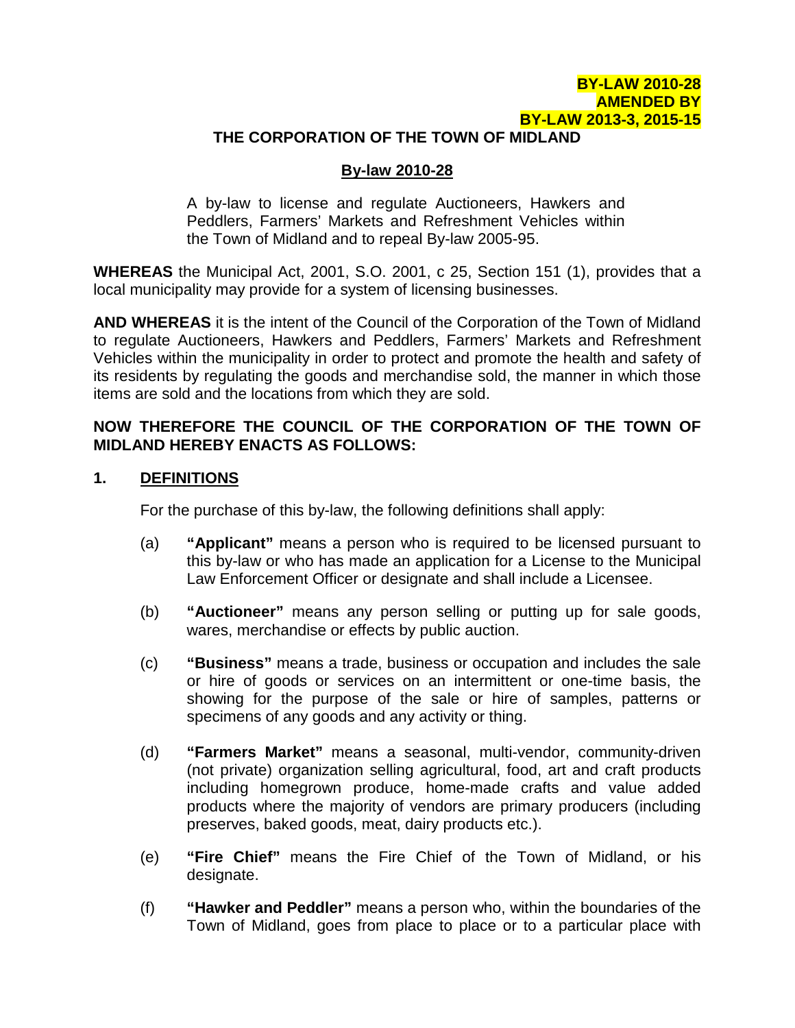**BY-LAW 2010-28**
**AMENDED BY**
**BY-LAW 2013-3, 2015-15**

**THE CORPORATION OF THE TOWN OF MIDLAND**

# By-law 2010-28

A by-law to license and regulate Auctioneers, Hawkers and Peddlers, Farmers' Markets and Refreshment Vehicles within the Town of Midland and to repeal By-law 2005-95.

**WHEREAS** the Municipal Act, 2001, S.O. 2001, c 25, Section 151 (1), provides that a local municipality may provide for a system of licensing businesses.

**AND WHEREAS** it is the intent of the Council of the Corporation of the Town of Midland to regulate Auctioneers, Hawkers and Peddlers, Farmers' Markets and Refreshment Vehicles within the municipality in order to protect and promote the health and safety of its residents by regulating the goods and merchandise sold, the manner in which those items are sold and the locations from which they are sold.

**NOW THEREFORE THE COUNCIL OF THE CORPORATION OF THE TOWN OF MIDLAND HEREBY ENACTS AS FOLLOWS:**

## 1. DEFINITIONS

For the purchase of this by-law, the following definitions shall apply:

(a) **"Applicant"** means a person who is required to be licensed pursuant to this by-law or who has made an application for a License to the Municipal Law Enforcement Officer or designate and shall include a Licensee.

(b) **"Auctioneer"** means any person selling or putting up for sale goods, wares, merchandise or effects by public auction.

(c) **"Business"** means a trade, business or occupation and includes the sale or hire of goods or services on an intermittent or one-time basis, the showing for the purpose of the sale or hire of samples, patterns or specimens of any goods and any activity or thing.

(d) **"Farmers Market"** means a seasonal, multi-vendor, community-driven (not private) organization selling agricultural, food, art and craft products including homegrown produce, home-made crafts and value added products where the majority of vendors are primary producers (including preserves, baked goods, meat, dairy products etc.).

(e) **"Fire Chief"** means the Fire Chief of the Town of Midland, or his designate.

(f) **"Hawker and Peddler"** means a person who, within the boundaries of the Town of Midland, goes from place to place or to a particular place with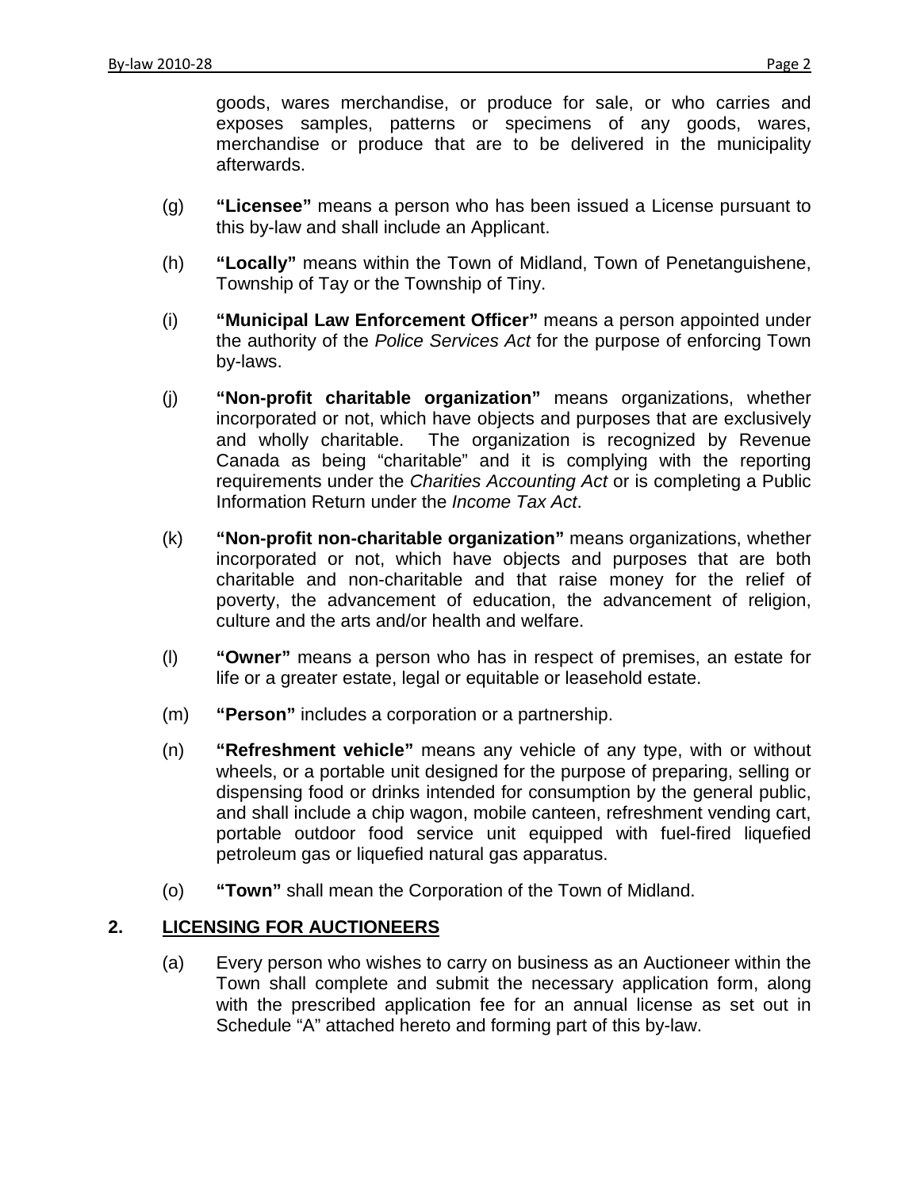goods, wares merchandise, or produce for sale, or who carries and exposes samples, patterns or specimens of any goods, wares, merchandise or produce that are to be delivered in the municipality afterwards.

(g) **"Licensee"** means a person who has been issued a License pursuant to this by-law and shall include an Applicant.

(h) **"Locally"** means within the Town of Midland, Town of Penetanguishene, Township of Tay or the Township of Tiny.

(i) **"Municipal Law Enforcement Officer"** means a person appointed under the authority of the *Police Services Act* for the purpose of enforcing Town by-laws.

(j) **"Non-profit charitable organization"** means organizations, whether incorporated or not, which have objects and purposes that are exclusively and wholly charitable. The organization is recognized by Revenue Canada as being "charitable" and it is complying with the reporting requirements under the *Charities Accounting Act* or is completing a Public Information Return under the *Income Tax Act*.

(k) **"Non-profit non-charitable organization"** means organizations, whether incorporated or not, which have objects and purposes that are both charitable and non-charitable and that raise money for the relief of poverty, the advancement of education, the advancement of religion, culture and the arts and/or health and welfare.

(l) **"Owner"** means a person who has in respect of premises, an estate for life or a greater estate, legal or equitable or leasehold estate.

(m) **"Person"** includes a corporation or a partnership.

(n) **"Refreshment vehicle"** means any vehicle of any type, with or without wheels, or a portable unit designed for the purpose of preparing, selling or dispensing food or drinks intended for consumption by the general public, and shall include a chip wagon, mobile canteen, refreshment vending cart, portable outdoor food service unit equipped with fuel-fired liquefied petroleum gas or liquefied natural gas apparatus.

(o) **"Town"** shall mean the Corporation of the Town of Midland.

## 2. LICENSING FOR AUCTIONEERS

(a) Every person who wishes to carry on business as an Auctioneer within the Town shall complete and submit the necessary application form, along with the prescribed application fee for an annual license as set out in Schedule "A" attached hereto and forming part of this by-law.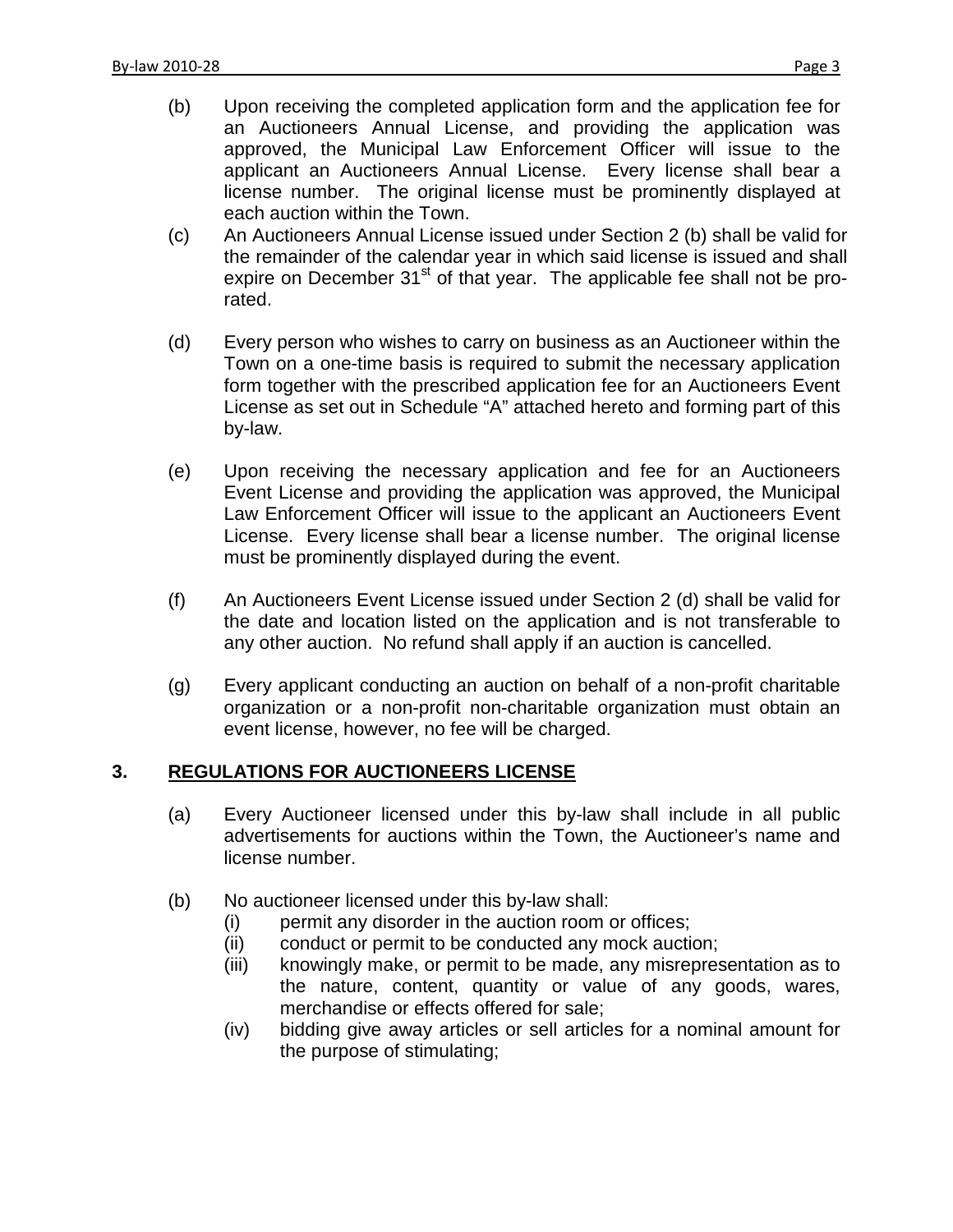(b) Upon receiving the completed application form and the application fee for an Auctioneers Annual License, and providing the application was approved, the Municipal Law Enforcement Officer will issue to the applicant an Auctioneers Annual License. Every license shall bear a license number. The original license must be prominently displayed at each auction within the Town.

(c) An Auctioneers Annual License issued under Section 2 (b) shall be valid for the remainder of the calendar year in which said license is issued and shall expire on December 31st of that year. The applicable fee shall not be pro-rated.

(d) Every person who wishes to carry on business as an Auctioneer within the Town on a one-time basis is required to submit the necessary application form together with the prescribed application fee for an Auctioneers Event License as set out in Schedule "A" attached hereto and forming part of this by-law.

(e) Upon receiving the necessary application and fee for an Auctioneers Event License and providing the application was approved, the Municipal Law Enforcement Officer will issue to the applicant an Auctioneers Event License. Every license shall bear a license number. The original license must be prominently displayed during the event.

(f) An Auctioneers Event License issued under Section 2 (d) shall be valid for the date and location listed on the application and is not transferable to any other auction. No refund shall apply if an auction is cancelled.

(g) Every applicant conducting an auction on behalf of a non-profit charitable organization or a non-profit non-charitable organization must obtain an event license, however, no fee will be charged.

## 3. REGULATIONS FOR AUCTIONEERS LICENSE

(a) Every Auctioneer licensed under this by-law shall include in all public advertisements for auctions within the Town, the Auctioneer's name and license number.

(b) No auctioneer licensed under this by-law shall:

- (i) permit any disorder in the auction room or offices;
- (ii) conduct or permit to be conducted any mock auction;
- (iii) knowingly make, or permit to be made, any misrepresentation as to the nature, content, quantity or value of any goods, wares, merchandise or effects offered for sale;
- (iv) bidding give away articles or sell articles for a nominal amount for the purpose of stimulating;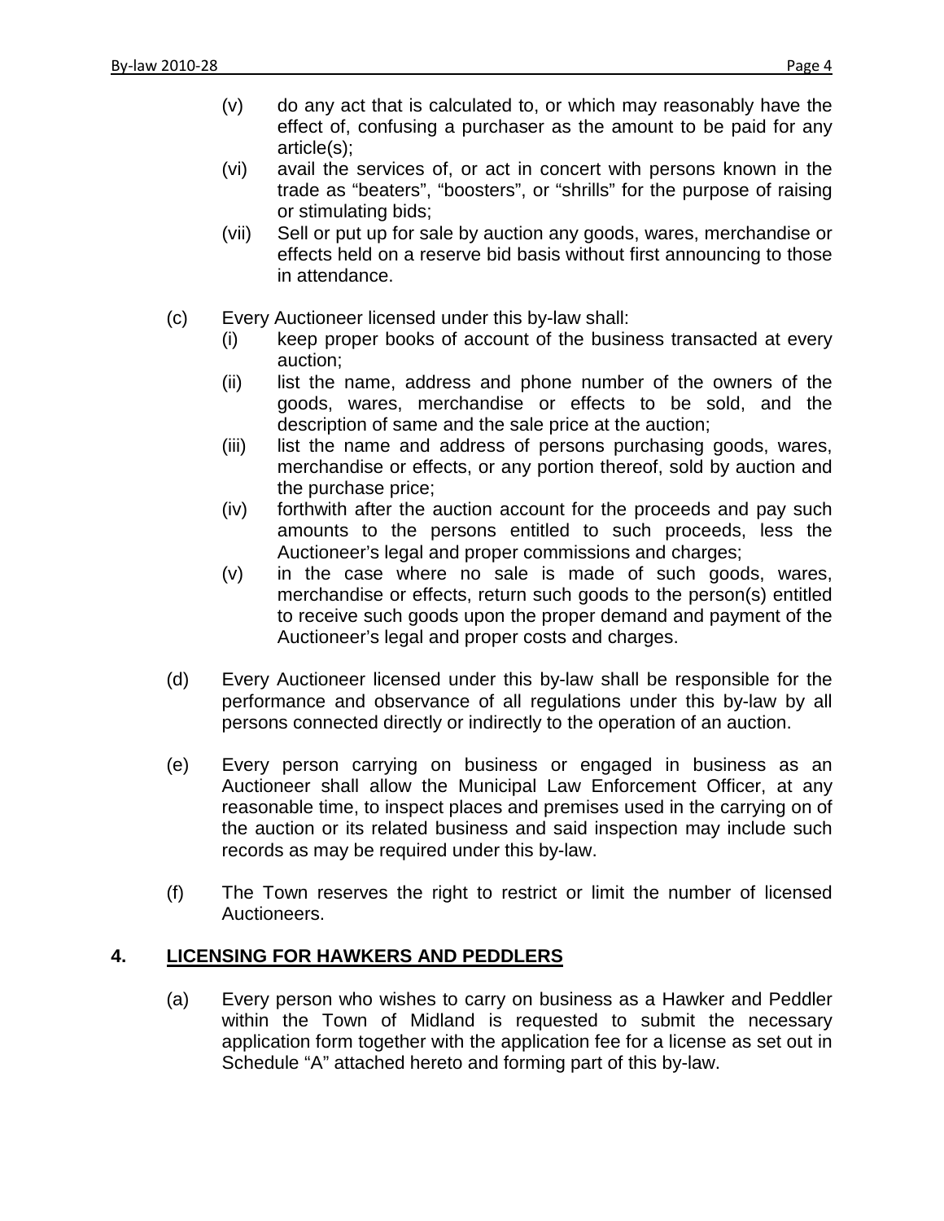(v) do any act that is calculated to, or which may reasonably have the effect of, confusing a purchaser as the amount to be paid for any article(s);

(vi) avail the services of, or act in concert with persons known in the trade as "beaters", "boosters", or "shrills" for the purpose of raising or stimulating bids;

(vii) Sell or put up for sale by auction any goods, wares, merchandise or effects held on a reserve bid basis without first announcing to those in attendance.

(c) Every Auctioneer licensed under this by-law shall:

(i) keep proper books of account of the business transacted at every auction;

(ii) list the name, address and phone number of the owners of the goods, wares, merchandise or effects to be sold, and the description of same and the sale price at the auction;

(iii) list the name and address of persons purchasing goods, wares, merchandise or effects, or any portion thereof, sold by auction and the purchase price;

(iv) forthwith after the auction account for the proceeds and pay such amounts to the persons entitled to such proceeds, less the Auctioneer's legal and proper commissions and charges;

(v) in the case where no sale is made of such goods, wares, merchandise or effects, return such goods to the person(s) entitled to receive such goods upon the proper demand and payment of the Auctioneer's legal and proper costs and charges.

(d) Every Auctioneer licensed under this by-law shall be responsible for the performance and observance of all regulations under this by-law by all persons connected directly or indirectly to the operation of an auction.

(e) Every person carrying on business or engaged in business as an Auctioneer shall allow the Municipal Law Enforcement Officer, at any reasonable time, to inspect places and premises used in the carrying on of the auction or its related business and said inspection may include such records as may be required under this by-law.

(f) The Town reserves the right to restrict or limit the number of licensed Auctioneers.

## 4. LICENSING FOR HAWKERS AND PEDDLERS

(a) Every person who wishes to carry on business as a Hawker and Peddler within the Town of Midland is requested to submit the necessary application form together with the application fee for a license as set out in Schedule "A" attached hereto and forming part of this by-law.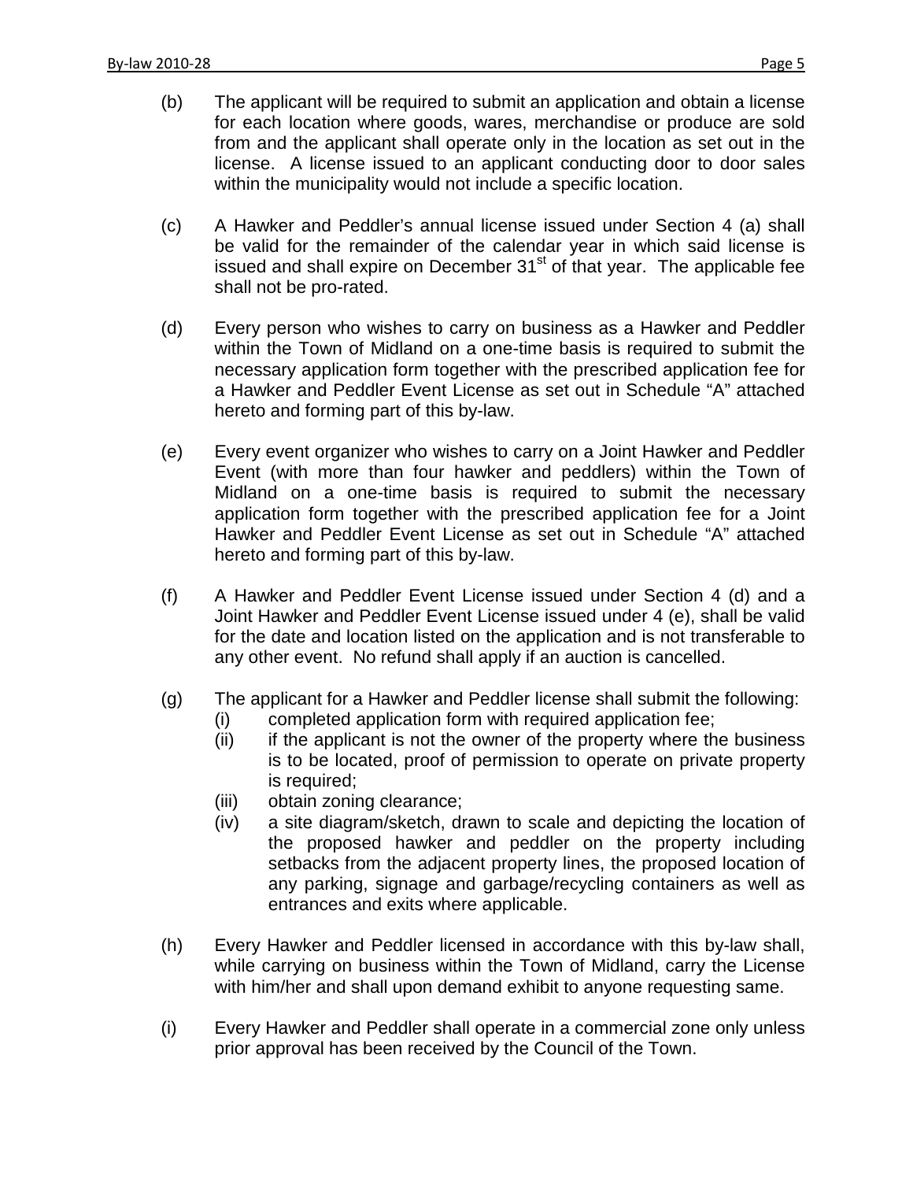(b) The applicant will be required to submit an application and obtain a license for each location where goods, wares, merchandise or produce are sold from and the applicant shall operate only in the location as set out in the license. A license issued to an applicant conducting door to door sales within the municipality would not include a specific location.

(c) A Hawker and Peddler's annual license issued under Section 4 (a) shall be valid for the remainder of the calendar year in which said license is issued and shall expire on December 31st of that year. The applicable fee shall not be pro-rated.

(d) Every person who wishes to carry on business as a Hawker and Peddler within the Town of Midland on a one-time basis is required to submit the necessary application form together with the prescribed application fee for a Hawker and Peddler Event License as set out in Schedule "A" attached hereto and forming part of this by-law.

(e) Every event organizer who wishes to carry on a Joint Hawker and Peddler Event (with more than four hawker and peddlers) within the Town of Midland on a one-time basis is required to submit the necessary application form together with the prescribed application fee for a Joint Hawker and Peddler Event License as set out in Schedule "A" attached hereto and forming part of this by-law.

(f) A Hawker and Peddler Event License issued under Section 4 (d) and a Joint Hawker and Peddler Event License issued under 4 (e), shall be valid for the date and location listed on the application and is not transferable to any other event. No refund shall apply if an auction is cancelled.

(g) The applicant for a Hawker and Peddler license shall submit the following:
   (i) completed application form with required application fee;
   (ii) if the applicant is not the owner of the property where the business is to be located, proof of permission to operate on private property is required;
   (iii) obtain zoning clearance;
   (iv) a site diagram/sketch, drawn to scale and depicting the location of the proposed hawker and peddler on the property including setbacks from the adjacent property lines, the proposed location of any parking, signage and garbage/recycling containers as well as entrances and exits where applicable.

(h) Every Hawker and Peddler licensed in accordance with this by-law shall, while carrying on business within the Town of Midland, carry the License with him/her and shall upon demand exhibit to anyone requesting same.

(i) Every Hawker and Peddler shall operate in a commercial zone only unless prior approval has been received by the Council of the Town.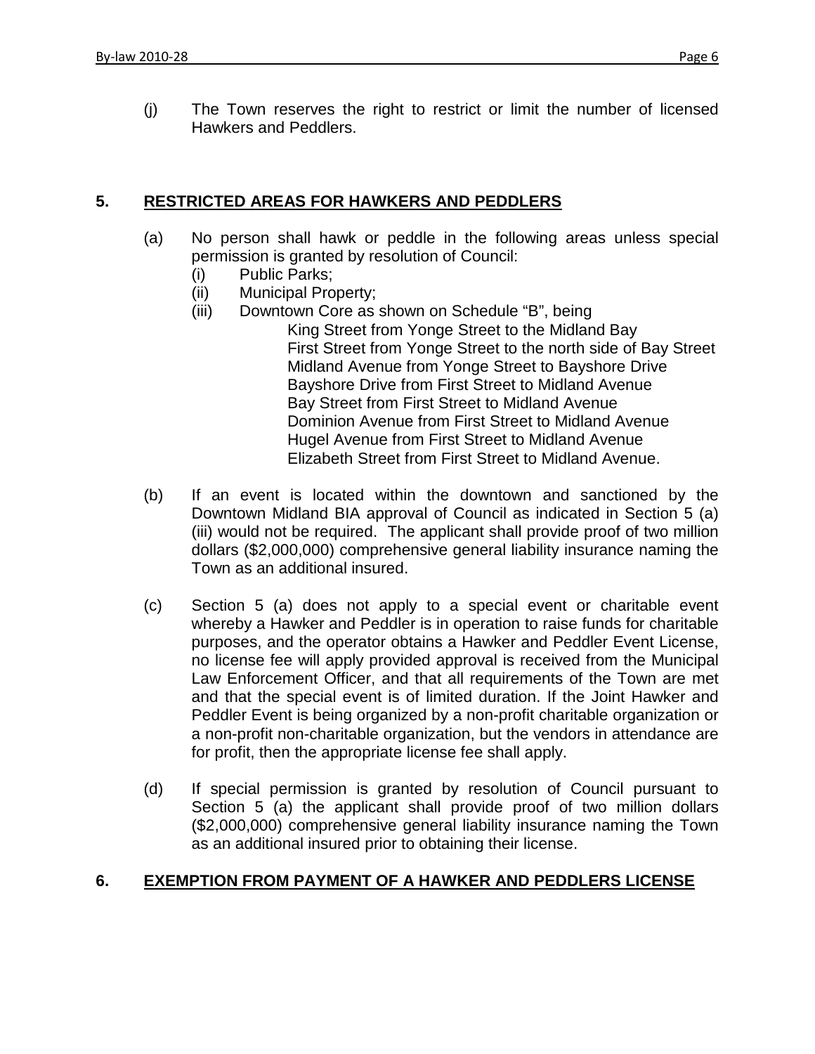(j) The Town reserves the right to restrict or limit the number of licensed Hawkers and Peddlers.

## 5. RESTRICTED AREAS FOR HAWKERS AND PEDDLERS

(a) No person shall hawk or peddle in the following areas unless special permission is granted by resolution of Council:

- (i) Public Parks;
- (ii) Municipal Property;
- (iii) Downtown Core as shown on Schedule "B", being
  - King Street from Yonge Street to the Midland Bay
  - First Street from Yonge Street to the north side of Bay Street
  - Midland Avenue from Yonge Street to Bayshore Drive
  - Bayshore Drive from First Street to Midland Avenue
  - Bay Street from First Street to Midland Avenue
  - Dominion Avenue from First Street to Midland Avenue
  - Hugel Avenue from First Street to Midland Avenue
  - Elizabeth Street from First Street to Midland Avenue.

(b) If an event is located within the downtown and sanctioned by the Downtown Midland BIA approval of Council as indicated in Section 5 (a) (iii) would not be required. The applicant shall provide proof of two million dollars ($2,000,000) comprehensive general liability insurance naming the Town as an additional insured.

(c) Section 5 (a) does not apply to a special event or charitable event whereby a Hawker and Peddler is in operation to raise funds for charitable purposes, and the operator obtains a Hawker and Peddler Event License, no license fee will apply provided approval is received from the Municipal Law Enforcement Officer, and that all requirements of the Town are met and that the special event is of limited duration. If the Joint Hawker and Peddler Event is being organized by a non-profit charitable organization or a non-profit non-charitable organization, but the vendors in attendance are for profit, then the appropriate license fee shall apply.

(d) If special permission is granted by resolution of Council pursuant to Section 5 (a) the applicant shall provide proof of two million dollars ($2,000,000) comprehensive general liability insurance naming the Town as an additional insured prior to obtaining their license.

## 6. EXEMPTION FROM PAYMENT OF A HAWKER AND PEDDLERS LICENSE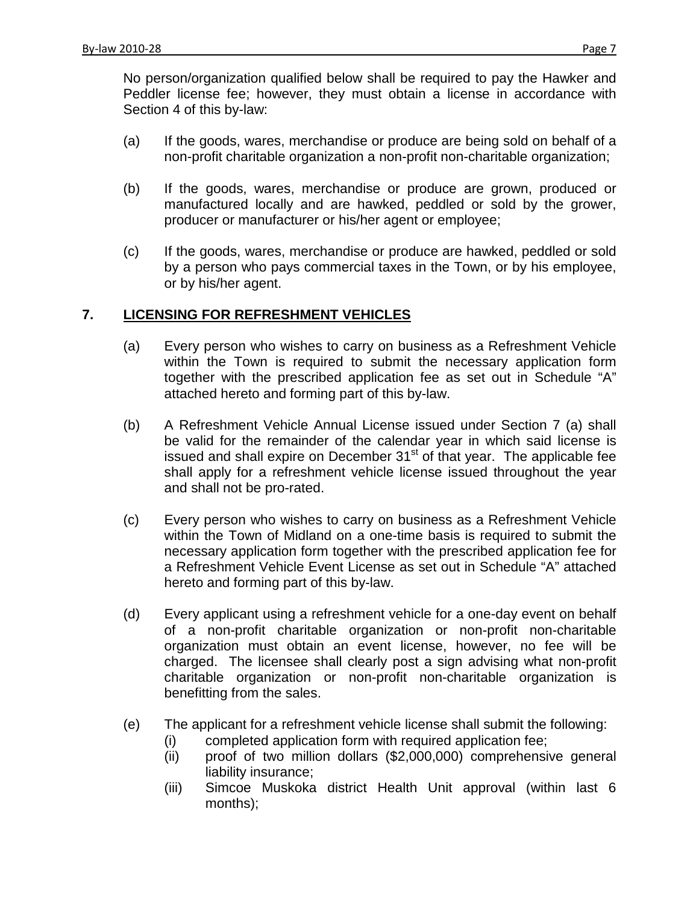No person/organization qualified below shall be required to pay the Hawker and Peddler license fee; however, they must obtain a license in accordance with Section 4 of this by-law:

(a) If the goods, wares, merchandise or produce are being sold on behalf of a non-profit charitable organization a non-profit non-charitable organization;

(b) If the goods, wares, merchandise or produce are grown, produced or manufactured locally and are hawked, peddled or sold by the grower, producer or manufacturer or his/her agent or employee;

(c) If the goods, wares, merchandise or produce are hawked, peddled or sold by a person who pays commercial taxes in the Town, or by his employee, or by his/her agent.

## 7. LICENSING FOR REFRESHMENT VEHICLES

(a) Every person who wishes to carry on business as a Refreshment Vehicle within the Town is required to submit the necessary application form together with the prescribed application fee as set out in Schedule "A" attached hereto and forming part of this by-law.

(b) A Refreshment Vehicle Annual License issued under Section 7 (a) shall be valid for the remainder of the calendar year in which said license is issued and shall expire on December 31st of that year. The applicable fee shall apply for a refreshment vehicle license issued throughout the year and shall not be pro-rated.

(c) Every person who wishes to carry on business as a Refreshment Vehicle within the Town of Midland on a one-time basis is required to submit the necessary application form together with the prescribed application fee for a Refreshment Vehicle Event License as set out in Schedule "A" attached hereto and forming part of this by-law.

(d) Every applicant using a refreshment vehicle for a one-day event on behalf of a non-profit charitable organization or non-profit non-charitable organization must obtain an event license, however, no fee will be charged. The licensee shall clearly post a sign advising what non-profit charitable organization or non-profit non-charitable organization is benefitting from the sales.

(e) The applicant for a refreshment vehicle license shall submit the following:
   - (i) completed application form with required application fee;
   - (ii) proof of two million dollars ($2,000,000) comprehensive general liability insurance;
   - (iii) Simcoe Muskoka district Health Unit approval (within last 6 months);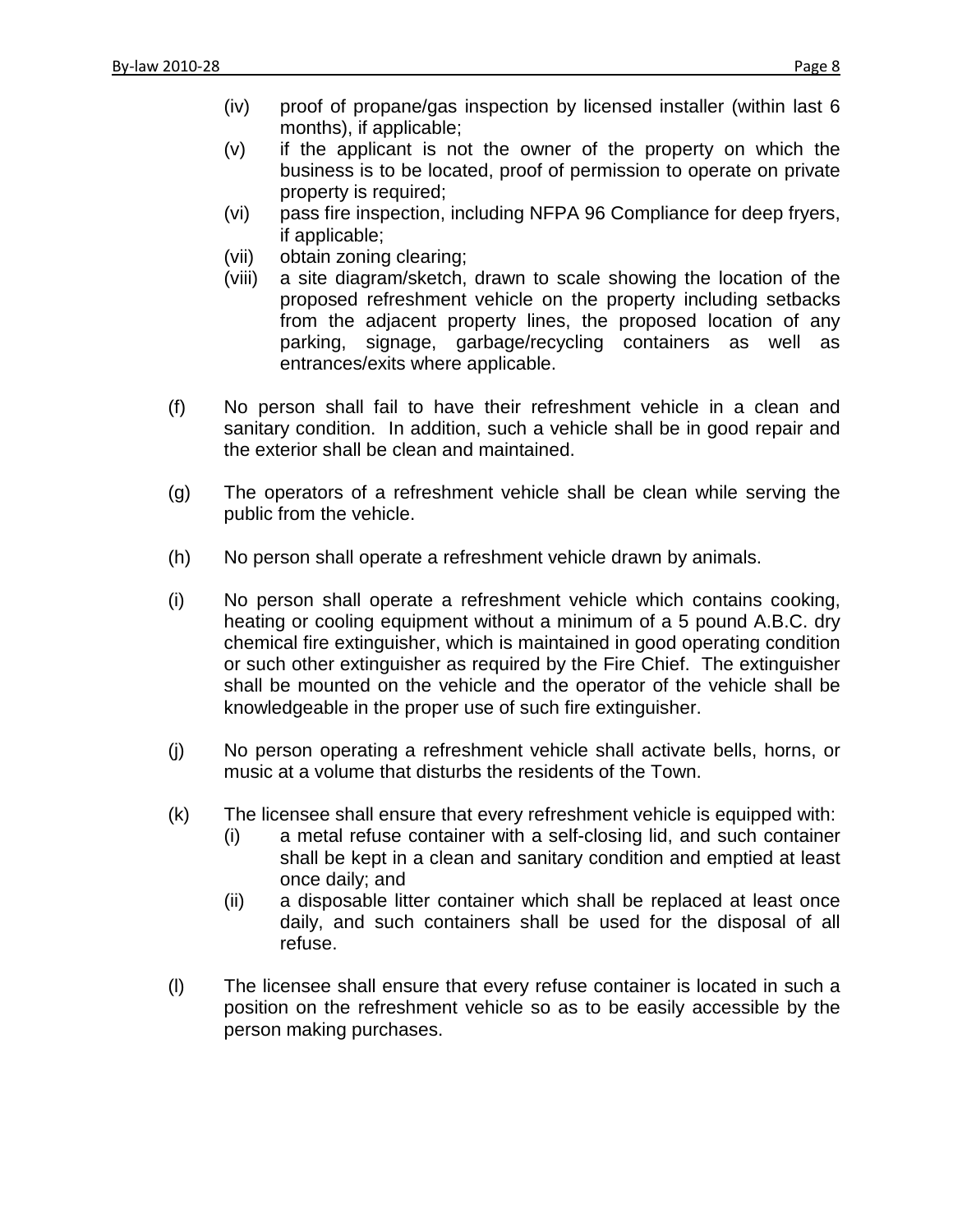(iv) proof of propane/gas inspection by licensed installer (within last 6 months), if applicable;

(v) if the applicant is not the owner of the property on which the business is to be located, proof of permission to operate on private property is required;

(vi) pass fire inspection, including NFPA 96 Compliance for deep fryers, if applicable;

(vii) obtain zoning clearing;

(viii) a site diagram/sketch, drawn to scale showing the location of the proposed refreshment vehicle on the property including setbacks from the adjacent property lines, the proposed location of any parking, signage, garbage/recycling containers as well as entrances/exits where applicable.

(f) No person shall fail to have their refreshment vehicle in a clean and sanitary condition. In addition, such a vehicle shall be in good repair and the exterior shall be clean and maintained.

(g) The operators of a refreshment vehicle shall be clean while serving the public from the vehicle.

(h) No person shall operate a refreshment vehicle drawn by animals.

(i) No person shall operate a refreshment vehicle which contains cooking, heating or cooling equipment without a minimum of a 5 pound A.B.C. dry chemical fire extinguisher, which is maintained in good operating condition or such other extinguisher as required by the Fire Chief. The extinguisher shall be mounted on the vehicle and the operator of the vehicle shall be knowledgeable in the proper use of such fire extinguisher.

(j) No person operating a refreshment vehicle shall activate bells, horns, or music at a volume that disturbs the residents of the Town.

(k) The licensee shall ensure that every refreshment vehicle is equipped with:

(i) a metal refuse container with a self-closing lid, and such container shall be kept in a clean and sanitary condition and emptied at least once daily; and

(ii) a disposable litter container which shall be replaced at least once daily, and such containers shall be used for the disposal of all refuse.

(l) The licensee shall ensure that every refuse container is located in such a position on the refreshment vehicle so as to be easily accessible by the person making purchases.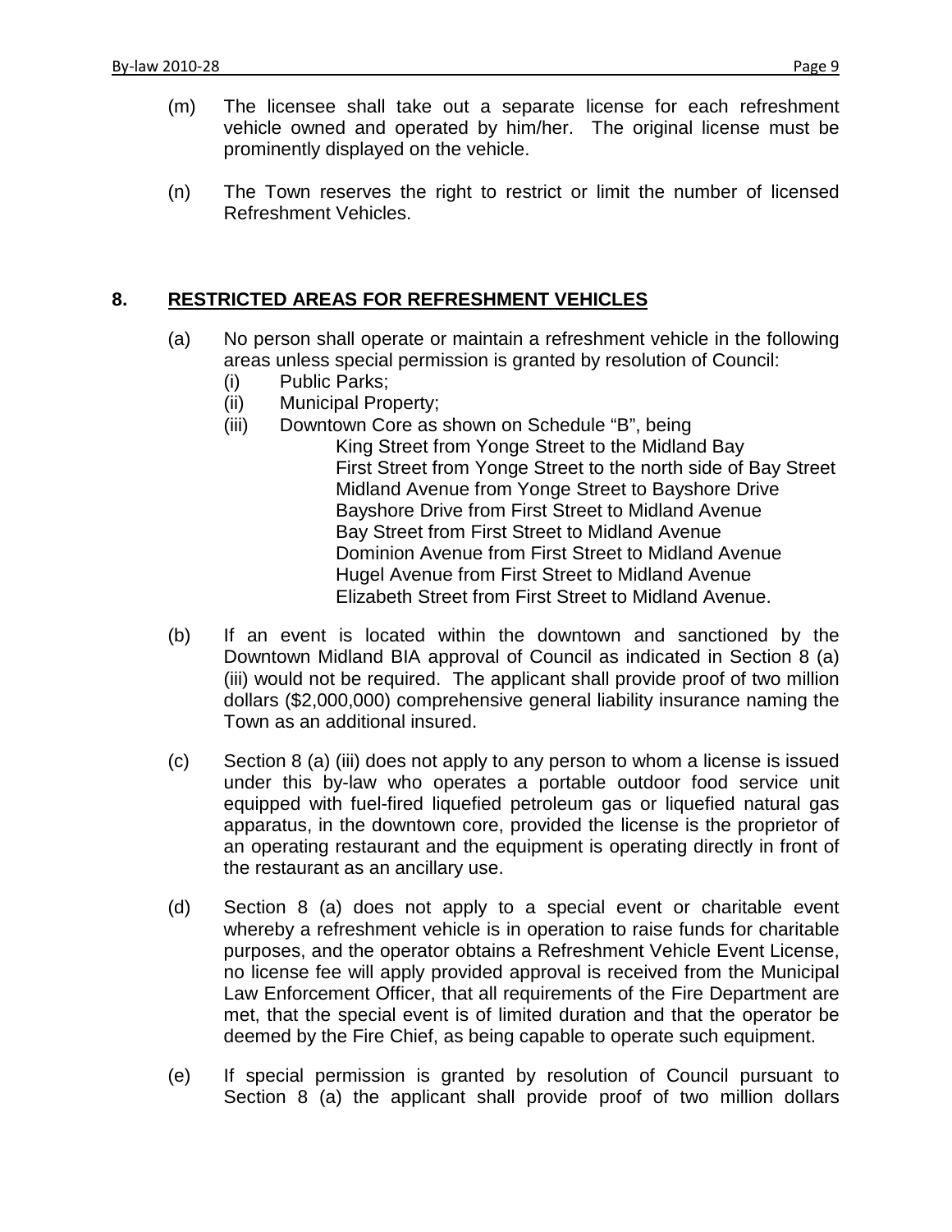(m) The licensee shall take out a separate license for each refreshment vehicle owned and operated by him/her. The original license must be prominently displayed on the vehicle.

(n) The Town reserves the right to restrict or limit the number of licensed Refreshment Vehicles.

## 8. <u>RESTRICTED AREAS FOR REFRESHMENT VEHICLES</u>

(a) No person shall operate or maintain a refreshment vehicle in the following areas unless special permission is granted by resolution of Council:

- (i) Public Parks;
- (ii) Municipal Property;
- (iii) Downtown Core as shown on Schedule "B", being
  - King Street from Yonge Street to the Midland Bay
  - First Street from Yonge Street to the north side of Bay Street
  - Midland Avenue from Yonge Street to Bayshore Drive
  - Bayshore Drive from First Street to Midland Avenue
  - Bay Street from First Street to Midland Avenue
  - Dominion Avenue from First Street to Midland Avenue
  - Hugel Avenue from First Street to Midland Avenue
  - Elizabeth Street from First Street to Midland Avenue.

(b) If an event is located within the downtown and sanctioned by the Downtown Midland BIA approval of Council as indicated in Section 8 (a) (iii) would not be required. The applicant shall provide proof of two million dollars ($2,000,000) comprehensive general liability insurance naming the Town as an additional insured.

(c) Section 8 (a) (iii) does not apply to any person to whom a license is issued under this by-law who operates a portable outdoor food service unit equipped with fuel-fired liquefied petroleum gas or liquefied natural gas apparatus, in the downtown core, provided the license is the proprietor of an operating restaurant and the equipment is operating directly in front of the restaurant as an ancillary use.

(d) Section 8 (a) does not apply to a special event or charitable event whereby a refreshment vehicle is in operation to raise funds for charitable purposes, and the operator obtains a Refreshment Vehicle Event License, no license fee will apply provided approval is received from the Municipal Law Enforcement Officer, that all requirements of the Fire Department are met, that the special event is of limited duration and that the operator be deemed by the Fire Chief, as being capable to operate such equipment.

(e) If special permission is granted by resolution of Council pursuant to Section 8 (a) the applicant shall provide proof of two million dollars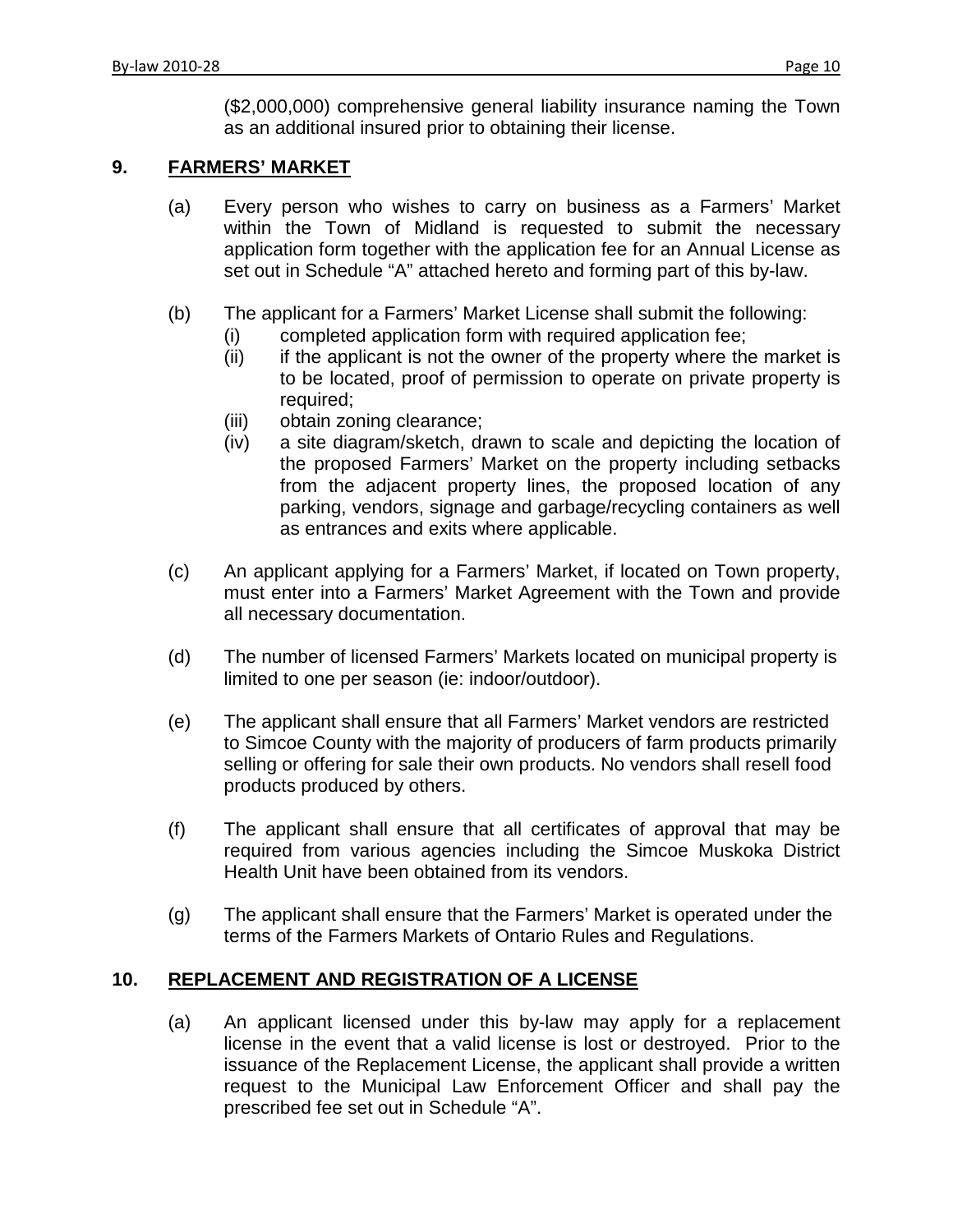($2,000,000) comprehensive general liability insurance naming the Town as an additional insured prior to obtaining their license.

## 9. FARMERS' MARKET

(a) Every person who wishes to carry on business as a Farmers' Market within the Town of Midland is requested to submit the necessary application form together with the application fee for an Annual License as set out in Schedule "A" attached hereto and forming part of this by-law.

(b) The applicant for a Farmers' Market License shall submit the following:

  (i) completed application form with required application fee;

  (ii) if the applicant is not the owner of the property where the market is to be located, proof of permission to operate on private property is required;

  (iii) obtain zoning clearance;

  (iv) a site diagram/sketch, drawn to scale and depicting the location of the proposed Farmers' Market on the property including setbacks from the adjacent property lines, the proposed location of any parking, vendors, signage and garbage/recycling containers as well as entrances and exits where applicable.

(c) An applicant applying for a Farmers' Market, if located on Town property, must enter into a Farmers' Market Agreement with the Town and provide all necessary documentation.

(d) The number of licensed Farmers' Markets located on municipal property is limited to one per season (ie: indoor/outdoor).

(e) The applicant shall ensure that all Farmers' Market vendors are restricted to Simcoe County with the majority of producers of farm products primarily selling or offering for sale their own products. No vendors shall resell food products produced by others.

(f) The applicant shall ensure that all certificates of approval that may be required from various agencies including the Simcoe Muskoka District Health Unit have been obtained from its vendors.

(g) The applicant shall ensure that the Farmers' Market is operated under the terms of the Farmers Markets of Ontario Rules and Regulations.

## 10. REPLACEMENT AND REGISTRATION OF A LICENSE

(a) An applicant licensed under this by-law may apply for a replacement license in the event that a valid license is lost or destroyed. Prior to the issuance of the Replacement License, the applicant shall provide a written request to the Municipal Law Enforcement Officer and shall pay the prescribed fee set out in Schedule "A".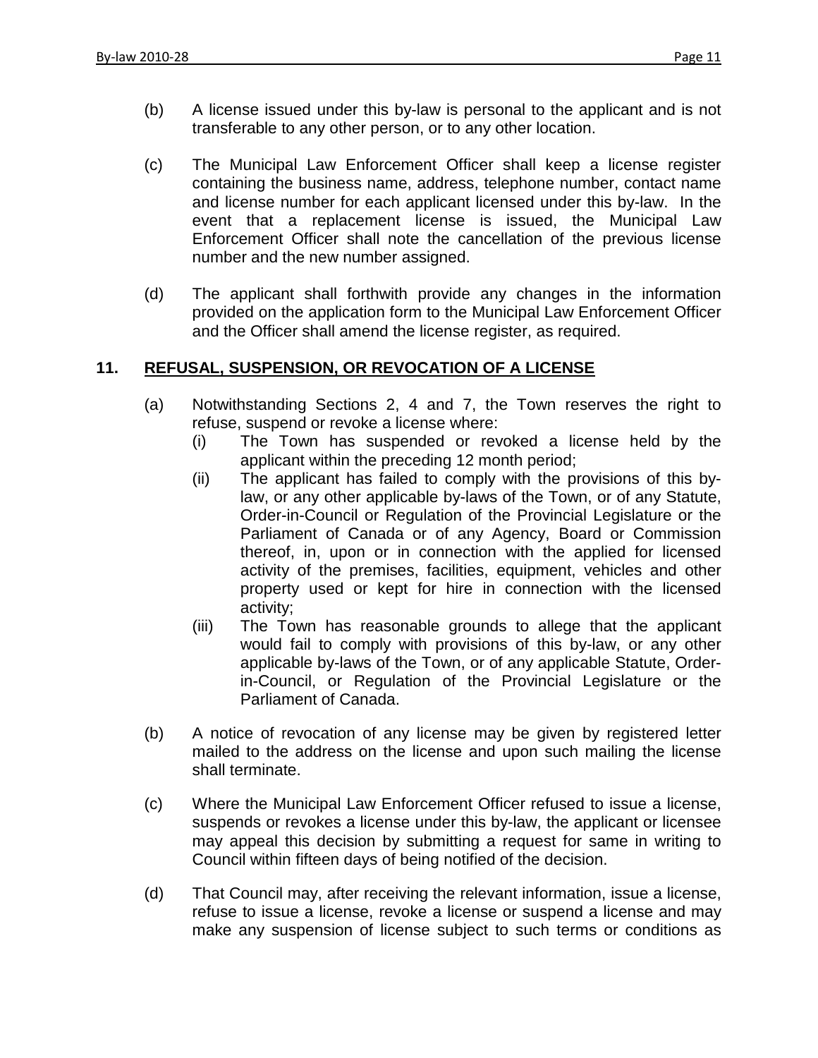(b) A license issued under this by-law is personal to the applicant and is not transferable to any other person, or to any other location.

(c) The Municipal Law Enforcement Officer shall keep a license register containing the business name, address, telephone number, contact name and license number for each applicant licensed under this by-law. In the event that a replacement license is issued, the Municipal Law Enforcement Officer shall note the cancellation of the previous license number and the new number assigned.

(d) The applicant shall forthwith provide any changes in the information provided on the application form to the Municipal Law Enforcement Officer and the Officer shall amend the license register, as required.

## 11. REFUSAL, SUSPENSION, OR REVOCATION OF A LICENSE

(a) Notwithstanding Sections 2, 4 and 7, the Town reserves the right to refuse, suspend or revoke a license where:

   (i) The Town has suspended or revoked a license held by the applicant within the preceding 12 month period;

   (ii) The applicant has failed to comply with the provisions of this by-law, or any other applicable by-laws of the Town, or of any Statute, Order-in-Council or Regulation of the Provincial Legislature or the Parliament of Canada or of any Agency, Board or Commission thereof, in, upon or in connection with the applied for licensed activity of the premises, facilities, equipment, vehicles and other property used or kept for hire in connection with the licensed activity;

   (iii) The Town has reasonable grounds to allege that the applicant would fail to comply with provisions of this by-law, or any other applicable by-laws of the Town, or of any applicable Statute, Order-in-Council, or Regulation of the Provincial Legislature or the Parliament of Canada.

(b) A notice of revocation of any license may be given by registered letter mailed to the address on the license and upon such mailing the license shall terminate.

(c) Where the Municipal Law Enforcement Officer refused to issue a license, suspends or revokes a license under this by-law, the applicant or licensee may appeal this decision by submitting a request for same in writing to Council within fifteen days of being notified of the decision.

(d) That Council may, after receiving the relevant information, issue a license, refuse to issue a license, revoke a license or suspend a license and may make any suspension of license subject to such terms or conditions as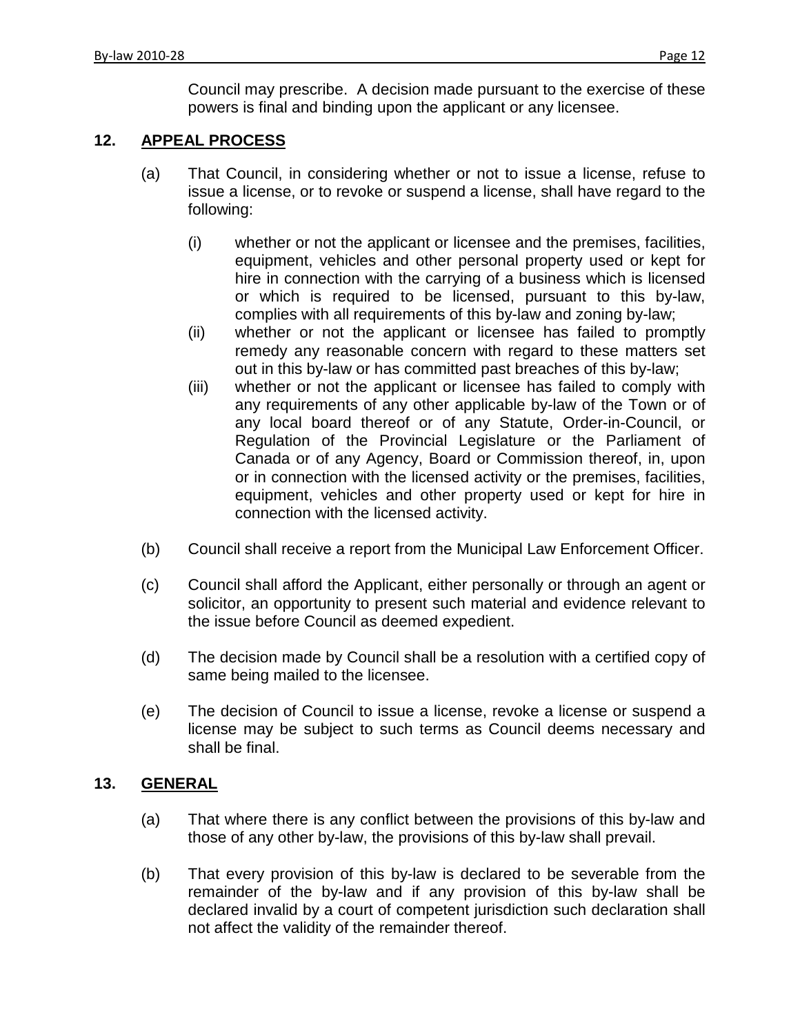Council may prescribe. A decision made pursuant to the exercise of these powers is final and binding upon the applicant or any licensee.

## 12. APPEAL PROCESS

(a) That Council, in considering whether or not to issue a license, refuse to issue a license, or to revoke or suspend a license, shall have regard to the following:

   (i) whether or not the applicant or licensee and the premises, facilities, equipment, vehicles and other personal property used or kept for hire in connection with the carrying of a business which is licensed or which is required to be licensed, pursuant to this by-law, complies with all requirements of this by-law and zoning by-law;

   (ii) whether or not the applicant or licensee has failed to promptly remedy any reasonable concern with regard to these matters set out in this by-law or has committed past breaches of this by-law;

   (iii) whether or not the applicant or licensee has failed to comply with any requirements of any other applicable by-law of the Town or of any local board thereof or of any Statute, Order-in-Council, or Regulation of the Provincial Legislature or the Parliament of Canada or of any Agency, Board or Commission thereof, in, upon or in connection with the licensed activity or the premises, facilities, equipment, vehicles and other property used or kept for hire in connection with the licensed activity.

(b) Council shall receive a report from the Municipal Law Enforcement Officer.

(c) Council shall afford the Applicant, either personally or through an agent or solicitor, an opportunity to present such material and evidence relevant to the issue before Council as deemed expedient.

(d) The decision made by Council shall be a resolution with a certified copy of same being mailed to the licensee.

(e) The decision of Council to issue a license, revoke a license or suspend a license may be subject to such terms as Council deems necessary and shall be final.

## 13. GENERAL

(a) That where there is any conflict between the provisions of this by-law and those of any other by-law, the provisions of this by-law shall prevail.

(b) That every provision of this by-law is declared to be severable from the remainder of the by-law and if any provision of this by-law shall be declared invalid by a court of competent jurisdiction such declaration shall not affect the validity of the remainder thereof.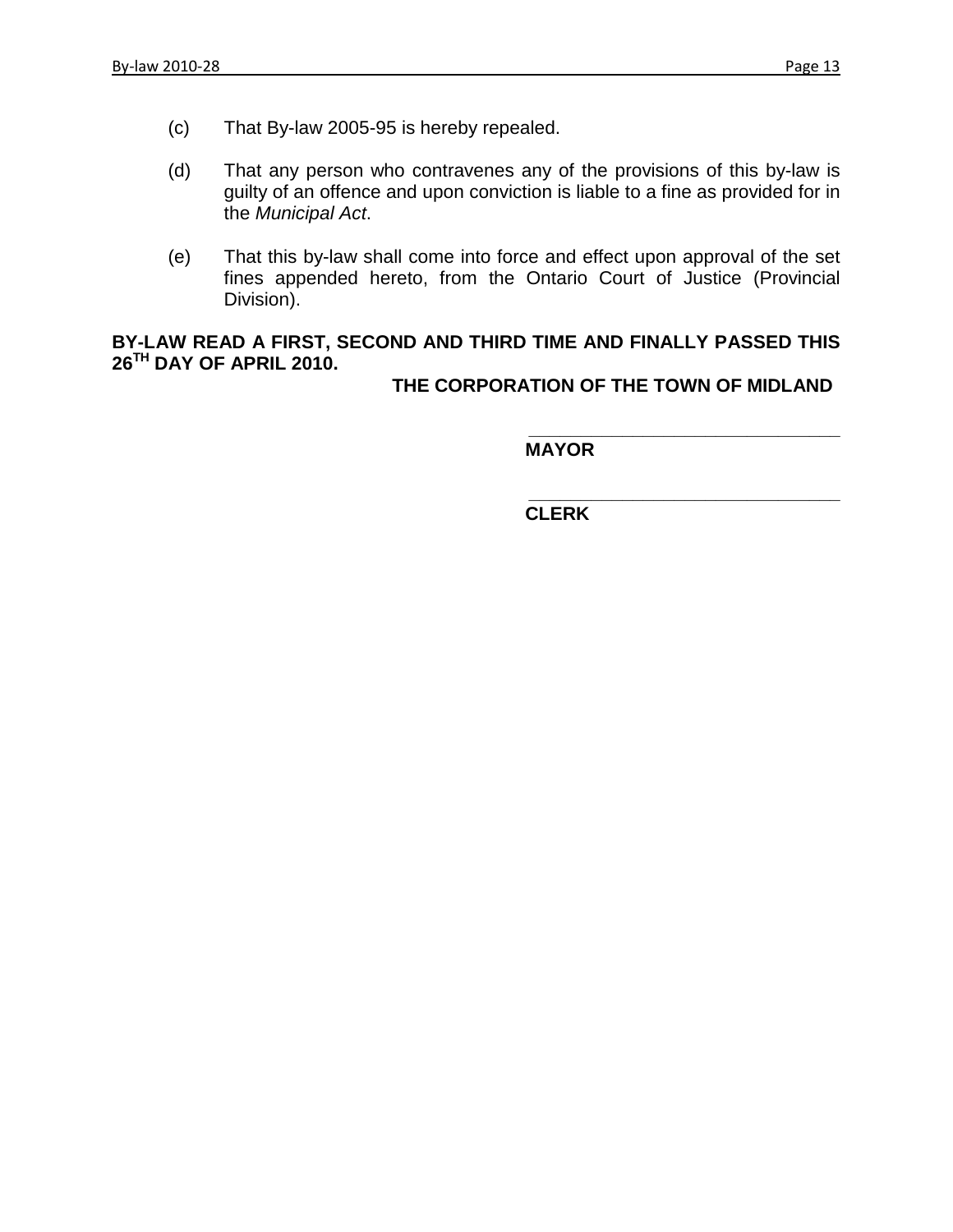(c) That By-law 2005-95 is hereby repealed.

(d) That any person who contravenes any of the provisions of this by-law is guilty of an offence and upon conviction is liable to a fine as provided for in the *Municipal Act*.

(e) That this by-law shall come into force and effect upon approval of the set fines appended hereto, from the Ontario Court of Justice (Provincial Division).

**BY-LAW READ A FIRST, SECOND AND THIRD TIME AND FINALLY PASSED THIS 26TH DAY OF APRIL 2010.**

**THE CORPORATION OF THE TOWN OF MIDLAND**

\_\_\_\_\_\_\_\_\_\_\_\_\_\_\_\_\_\_\_\_\_\_\_\_\_\_\_\_\_\_\_\_

**MAYOR**

\_\_\_\_\_\_\_\_\_\_\_\_\_\_\_\_\_\_\_\_\_\_\_\_\_\_\_\_\_\_\_\_

**CLERK**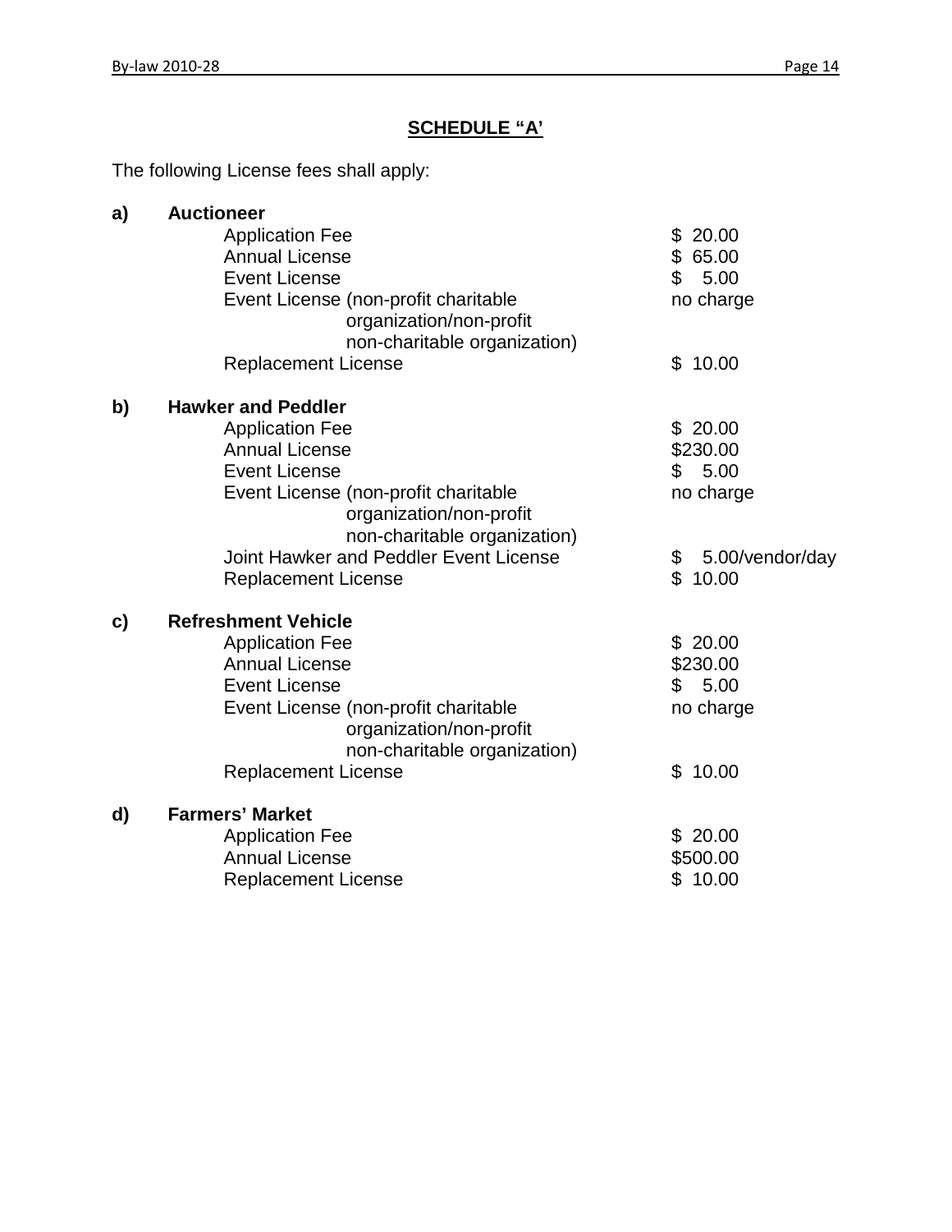## SCHEDULE "A'

The following License fees shall apply:

**a) Auctioneer**

| | |
|---|---|
| Application Fee | $ 20.00 |
| Annual License | $ 65.00 |
| Event License | $ 5.00 |
| Event License (non-profit charitable organization/non-profit non-charitable organization) | no charge |
| Replacement License | $ 10.00 |

**b) Hawker and Peddler**

| | |
|---|---|
| Application Fee | $ 20.00 |
| Annual License | $230.00 |
| Event License | $ 5.00 |
| Event License (non-profit charitable organization/non-profit non-charitable organization) | no charge |
| Joint Hawker and Peddler Event License | $ 5.00/vendor/day |
| Replacement License | $ 10.00 |

**c) Refreshment Vehicle**

| | |
|---|---|
| Application Fee | $ 20.00 |
| Annual License | $230.00 |
| Event License | $ 5.00 |
| Event License (non-profit charitable organization/non-profit non-charitable organization) | no charge |
| Replacement License | $ 10.00 |

**d) Farmers' Market**

| | |
|---|---|
| Application Fee | $ 20.00 |
| Annual License | $500.00 |
| Replacement License | $ 10.00 |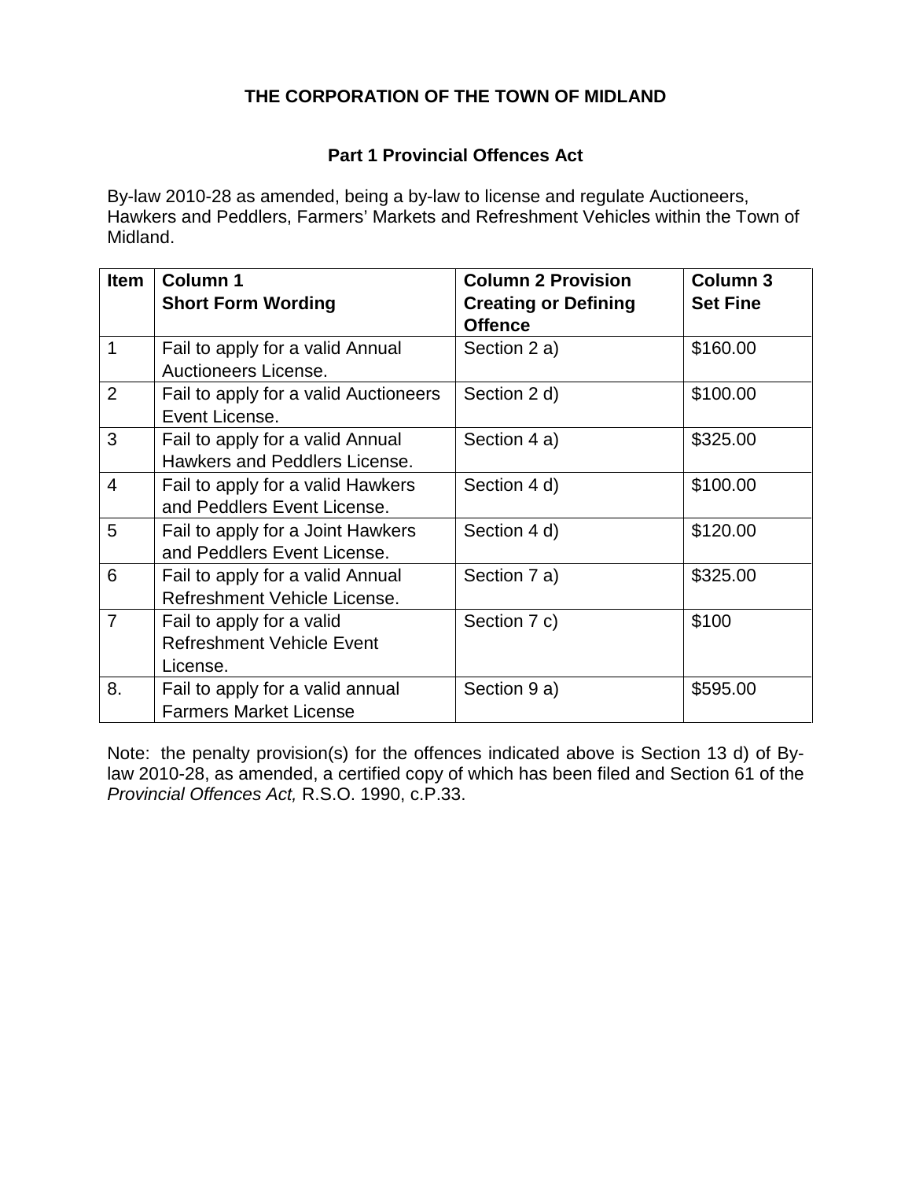**THE CORPORATION OF THE TOWN OF MIDLAND**

**Part 1 Provincial Offences Act**

By-law 2010-28 as amended, being a by-law to license and regulate Auctioneers, Hawkers and Peddlers, Farmers' Markets and Refreshment Vehicles within the Town of Midland.

| Item | Column 1 Short Form Wording | Column 2 Provision Creating or Defining Offence | Column 3 Set Fine |
|---|---|---|---|
| 1 | Fail to apply for a valid Annual Auctioneers License. | Section 2 a) | $160.00 |
| 2 | Fail to apply for a valid Auctioneers Event License. | Section 2 d) | $100.00 |
| 3 | Fail to apply for a valid Annual Hawkers and Peddlers License. | Section 4 a) | $325.00 |
| 4 | Fail to apply for a valid Hawkers and Peddlers Event License. | Section 4 d) | $100.00 |
| 5 | Fail to apply for a Joint Hawkers and Peddlers Event License. | Section 4 d) | $120.00 |
| 6 | Fail to apply for a valid Annual Refreshment Vehicle License. | Section 7 a) | $325.00 |
| 7 | Fail to apply for a valid Refreshment Vehicle Event License. | Section 7 c) | $100 |
| 8. | Fail to apply for a valid annual Farmers Market License | Section 9 a) | $595.00 |

Note: the penalty provision(s) for the offences indicated above is Section 13 d) of By-law 2010-28, as amended, a certified copy of which has been filed and Section 61 of the *Provincial Offences Act,* R.S.O. 1990, c.P.33.